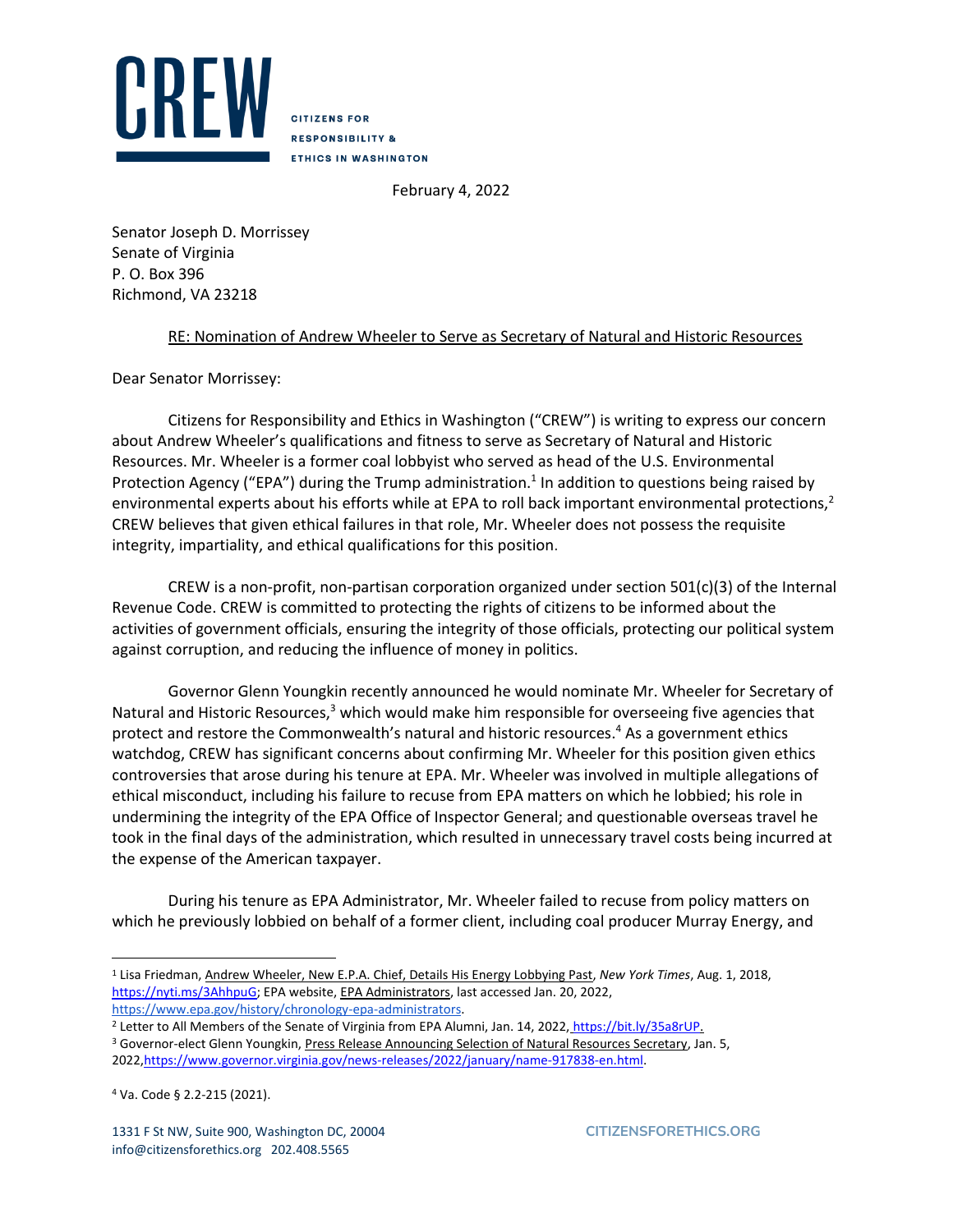**CREW**

CITIZENS FOR
RESPONSIBILITY &
ETHICS IN WASHINGTON

February 4, 2022

Senator Joseph D. Morrissey
Senate of Virginia
P. O. Box 396
Richmond, VA 23218

RE: Nomination of Andrew Wheeler to Serve as Secretary of Natural and Historic Resources

Dear Senator Morrissey:

Citizens for Responsibility and Ethics in Washington ("CREW") is writing to express our concern about Andrew Wheeler's qualifications and fitness to serve as Secretary of Natural and Historic Resources. Mr. Wheeler is a former coal lobbyist who served as head of the U.S. Environmental Protection Agency ("EPA") during the Trump administration.[1] In addition to questions being raised by environmental experts about his efforts while at EPA to roll back important environmental protections,[2] CREW believes that given ethical failures in that role, Mr. Wheeler does not possess the requisite integrity, impartiality, and ethical qualifications for this position.

CREW is a non-profit, non-partisan corporation organized under section 501(c)(3) of the Internal Revenue Code. CREW is committed to protecting the rights of citizens to be informed about the activities of government officials, ensuring the integrity of those officials, protecting our political system against corruption, and reducing the influence of money in politics.

Governor Glenn Youngkin recently announced he would nominate Mr. Wheeler for Secretary of Natural and Historic Resources,[3] which would make him responsible for overseeing five agencies that protect and restore the Commonwealth's natural and historic resources.[4] As a government ethics watchdog, CREW has significant concerns about confirming Mr. Wheeler for this position given ethics controversies that arose during his tenure at EPA. Mr. Wheeler was involved in multiple allegations of ethical misconduct, including his failure to recuse from EPA matters on which he lobbied; his role in undermining the integrity of the EPA Office of Inspector General; and questionable overseas travel he took in the final days of the administration, which resulted in unnecessary travel costs being incurred at the expense of the American taxpayer.

During his tenure as EPA Administrator, Mr. Wheeler failed to recuse from policy matters on which he previously lobbied on behalf of a former client, including coal producer Murray Energy, and

---

[1] Lisa Friedman, Andrew Wheeler, New E.P.A. Chief, Details His Energy Lobbying Past, *New York Times*, Aug. 1, 2018, https://nyti.ms/3AhhpuG; EPA website, EPA Administrators, last accessed Jan. 20, 2022, https://www.epa.gov/history/chronology-epa-administrators.

[2] Letter to All Members of the Senate of Virginia from EPA Alumni, Jan. 14, 2022, https://bit.ly/35a8rUP.

[3] Governor-elect Glenn Youngkin, Press Release Announcing Selection of Natural Resources Secretary, Jan. 5, 2022, https://www.governor.virginia.gov/news-releases/2022/january/name-917838-en.html.

[4] Va. Code § 2.2-215 (2021).

1331 F St NW, Suite 900, Washington DC, 20004
info@citizensforethics.org 202.408.5565
CITIZENSFORETHICS.ORG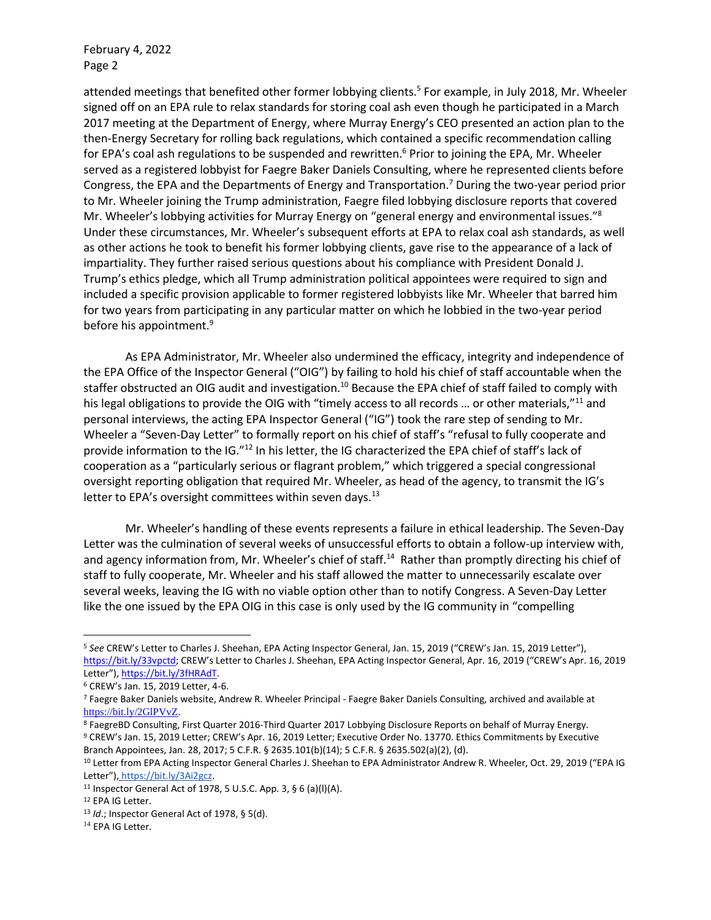attended meetings that benefited other former lobbying clients.[5] For example, in July 2018, Mr. Wheeler signed off on an EPA rule to relax standards for storing coal ash even though he participated in a March 2017 meeting at the Department of Energy, where Murray Energy's CEO presented an action plan to the then-Energy Secretary for rolling back regulations, which contained a specific recommendation calling for EPA's coal ash regulations to be suspended and rewritten.[6] Prior to joining the EPA, Mr. Wheeler served as a registered lobbyist for Faegre Baker Daniels Consulting, where he represented clients before Congress, the EPA and the Departments of Energy and Transportation.[7] During the two-year period prior to Mr. Wheeler joining the Trump administration, Faegre filed lobbying disclosure reports that covered Mr. Wheeler's lobbying activities for Murray Energy on "general energy and environmental issues."[8] Under these circumstances, Mr. Wheeler's subsequent efforts at EPA to relax coal ash standards, as well as other actions he took to benefit his former lobbying clients, gave rise to the appearance of a lack of impartiality. They further raised serious questions about his compliance with President Donald J. Trump's ethics pledge, which all Trump administration political appointees were required to sign and included a specific provision applicable to former registered lobbyists like Mr. Wheeler that barred him for two years from participating in any particular matter on which he lobbied in the two-year period before his appointment.[9]

As EPA Administrator, Mr. Wheeler also undermined the efficacy, integrity and independence of the EPA Office of the Inspector General ("OIG") by failing to hold his chief of staff accountable when the staffer obstructed an OIG audit and investigation.[10] Because the EPA chief of staff failed to comply with his legal obligations to provide the OIG with "timely access to all records … or other materials,"[11] and personal interviews, the acting EPA Inspector General ("IG") took the rare step of sending to Mr. Wheeler a "Seven-Day Letter" to formally report on his chief of staff's "refusal to fully cooperate and provide information to the IG."[12] In his letter, the IG characterized the EPA chief of staff's lack of cooperation as a "particularly serious or flagrant problem," which triggered a special congressional oversight reporting obligation that required Mr. Wheeler, as head of the agency, to transmit the IG's letter to EPA's oversight committees within seven days.[13]

Mr. Wheeler's handling of these events represents a failure in ethical leadership. The Seven-Day Letter was the culmination of several weeks of unsuccessful efforts to obtain a follow-up interview with, and agency information from, Mr. Wheeler's chief of staff.[14] Rather than promptly directing his chief of staff to fully cooperate, Mr. Wheeler and his staff allowed the matter to unnecessarily escalate over several weeks, leaving the IG with no viable option other than to notify Congress. A Seven-Day Letter like the one issued by the EPA OIG in this case is only used by the IG community in "compelling

---

[5] *See* CREW's Letter to Charles J. Sheehan, EPA Acting Inspector General, Jan. 15, 2019 ("CREW's Jan. 15, 2019 Letter"), https://bit.ly/33vpctd; CREW's Letter to Charles J. Sheehan, EPA Acting Inspector General, Apr. 16, 2019 ("CREW's Apr. 16, 2019 Letter"), https://bit.ly/3fHRAdT.

[6] CREW's Jan. 15, 2019 Letter, 4-6.

[7] Faegre Baker Daniels website, Andrew R. Wheeler Principal - Faegre Baker Daniels Consulting, archived and available at https://bit.ly/2GlPVvZ.

[8] FaegreBD Consulting, First Quarter 2016-Third Quarter 2017 Lobbying Disclosure Reports on behalf of Murray Energy.

[9] CREW's Jan. 15, 2019 Letter; CREW's Apr. 16, 2019 Letter; Executive Order No. 13770. Ethics Commitments by Executive Branch Appointees, Jan. 28, 2017; 5 C.F.R. § 2635.101(b)(14); 5 C.F.R. § 2635.502(a)(2), (d).

[10] Letter from EPA Acting Inspector General Charles J. Sheehan to EPA Administrator Andrew R. Wheeler, Oct. 29, 2019 ("EPA IG Letter"), https://bit.ly/3Ai2gcz.

[11] Inspector General Act of 1978, 5 U.S.C. App. 3, § 6 (a)(l)(A).

[12] EPA IG Letter.

[13] *Id*.; Inspector General Act of 1978, § 5(d).

[14] EPA IG Letter.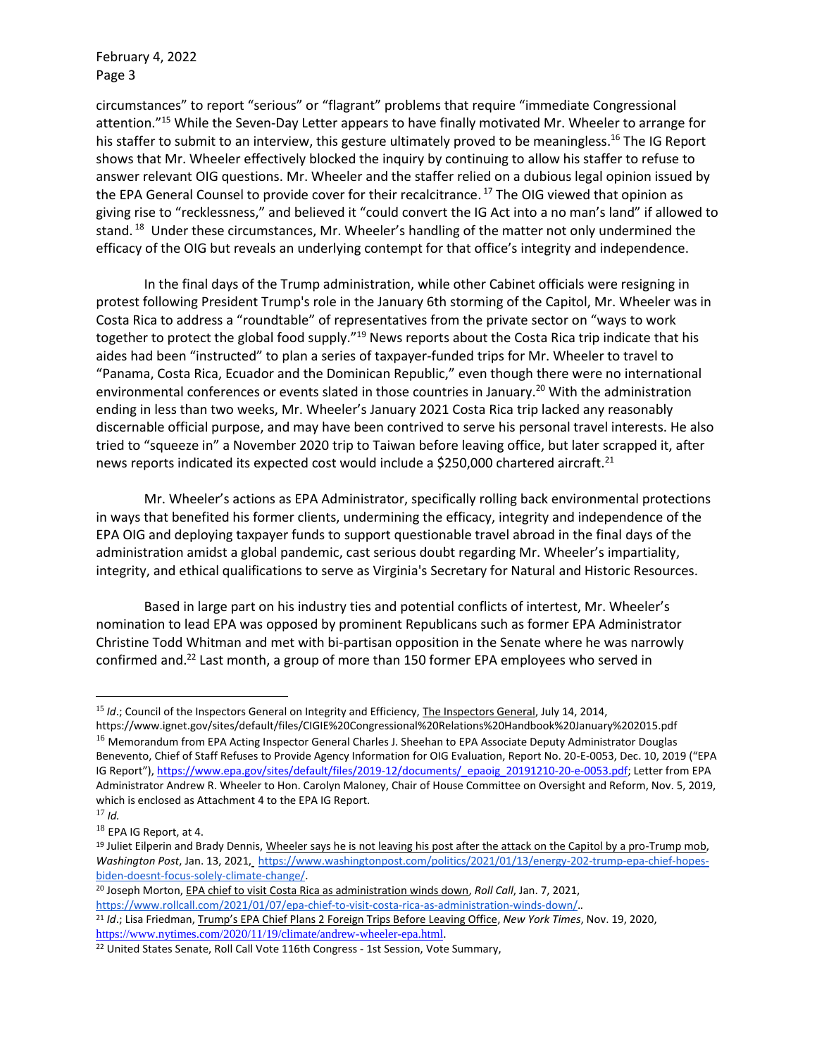circumstances" to report "serious" or "flagrant" problems that require "immediate Congressional attention."[15] While the Seven-Day Letter appears to have finally motivated Mr. Wheeler to arrange for his staffer to submit to an interview, this gesture ultimately proved to be meaningless.[16] The IG Report shows that Mr. Wheeler effectively blocked the inquiry by continuing to allow his staffer to refuse to answer relevant OIG questions. Mr. Wheeler and the staffer relied on a dubious legal opinion issued by the EPA General Counsel to provide cover for their recalcitrance.[17] The OIG viewed that opinion as giving rise to "recklessness," and believed it "could convert the IG Act into a no man's land" if allowed to stand.[18] Under these circumstances, Mr. Wheeler's handling of the matter not only undermined the efficacy of the OIG but reveals an underlying contempt for that office's integrity and independence.

In the final days of the Trump administration, while other Cabinet officials were resigning in protest following President Trump's role in the January 6th storming of the Capitol, Mr. Wheeler was in Costa Rica to address a "roundtable" of representatives from the private sector on "ways to work together to protect the global food supply."[19] News reports about the Costa Rica trip indicate that his aides had been "instructed" to plan a series of taxpayer-funded trips for Mr. Wheeler to travel to "Panama, Costa Rica, Ecuador and the Dominican Republic," even though there were no international environmental conferences or events slated in those countries in January.[20] With the administration ending in less than two weeks, Mr. Wheeler's January 2021 Costa Rica trip lacked any reasonably discernable official purpose, and may have been contrived to serve his personal travel interests. He also tried to "squeeze in" a November 2020 trip to Taiwan before leaving office, but later scrapped it, after news reports indicated its expected cost would include a $250,000 chartered aircraft.[21]

Mr. Wheeler's actions as EPA Administrator, specifically rolling back environmental protections in ways that benefited his former clients, undermining the efficacy, integrity and independence of the EPA OIG and deploying taxpayer funds to support questionable travel abroad in the final days of the administration amidst a global pandemic, cast serious doubt regarding Mr. Wheeler's impartiality, integrity, and ethical qualifications to serve as Virginia's Secretary for Natural and Historic Resources.

Based in large part on his industry ties and potential conflicts of intertest, Mr. Wheeler's nomination to lead EPA was opposed by prominent Republicans such as former EPA Administrator Christine Todd Whitman and met with bi-partisan opposition in the Senate where he was narrowly confirmed and.[22] Last month, a group of more than 150 former EPA employees who served in

---

[15] *Id*.; Council of the Inspectors General on Integrity and Efficiency, The Inspectors General, July 14, 2014, https://www.ignet.gov/sites/default/files/CIGIE%20Congressional%20Relations%20Handbook%20January%202015.pdf

[16] Memorandum from EPA Acting Inspector General Charles J. Sheehan to EPA Associate Deputy Administrator Douglas Benevento, Chief of Staff Refuses to Provide Agency Information for OIG Evaluation, Report No. 20-E-0053, Dec. 10, 2019 ("EPA IG Report"), https://www.epa.gov/sites/default/files/2019-12/documents/_epaoig_20191210-20-e-0053.pdf; Letter from EPA Administrator Andrew R. Wheeler to Hon. Carolyn Maloney, Chair of House Committee on Oversight and Reform, Nov. 5, 2019, which is enclosed as Attachment 4 to the EPA IG Report.

[17] *Id.*

[18] EPA IG Report, at 4.

[19] Juliet Eilperin and Brady Dennis, Wheeler says he is not leaving his post after the attack on the Capitol by a pro-Trump mob, *Washington Post*, Jan. 13, 2021, https://www.washingtonpost.com/politics/2021/01/13/energy-202-trump-epa-chief-hopes-biden-doesnt-focus-solely-climate-change/.

[20] Joseph Morton, EPA chief to visit Costa Rica as administration winds down, *Roll Call*, Jan. 7, 2021, https://www.rollcall.com/2021/01/07/epa-chief-to-visit-costa-rica-as-administration-winds-down/..

[21] *Id*.; Lisa Friedman, Trump's EPA Chief Plans 2 Foreign Trips Before Leaving Office, *New York Times*, Nov. 19, 2020, https://www.nytimes.com/2020/11/19/climate/andrew-wheeler-epa.html.

[22] United States Senate, Roll Call Vote 116th Congress - 1st Session, Vote Summary,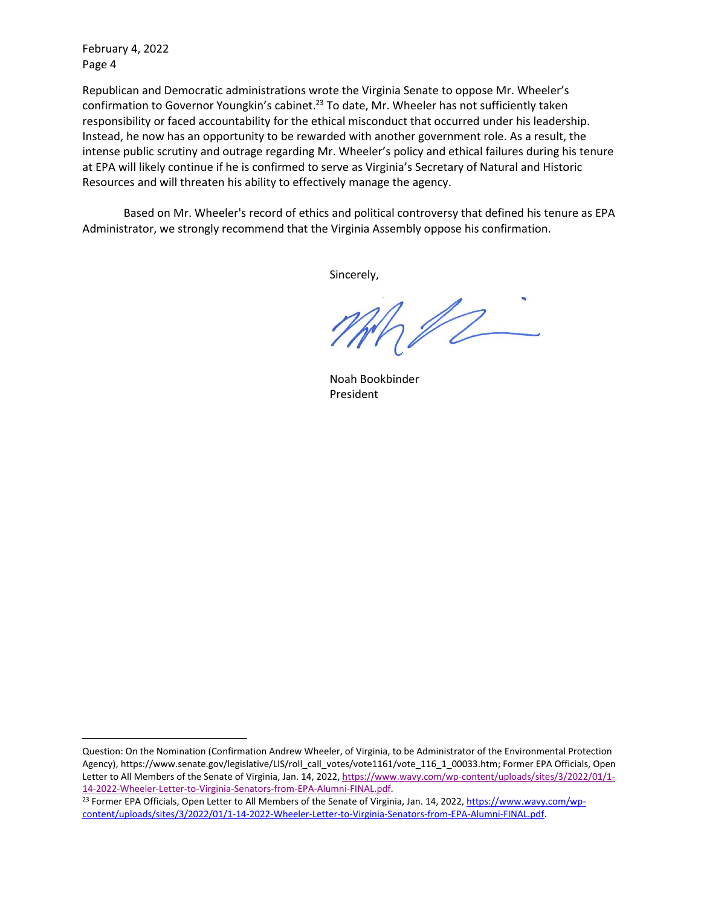Republican and Democratic administrations wrote the Virginia Senate to oppose Mr. Wheeler's confirmation to Governor Youngkin's cabinet.[23] To date, Mr. Wheeler has not sufficiently taken responsibility or faced accountability for the ethical misconduct that occurred under his leadership. Instead, he now has an opportunity to be rewarded with another government role. As a result, the intense public scrutiny and outrage regarding Mr. Wheeler's policy and ethical failures during his tenure at EPA will likely continue if he is confirmed to serve as Virginia's Secretary of Natural and Historic Resources and will threaten his ability to effectively manage the agency.

Based on Mr. Wheeler's record of ethics and political controversy that defined his tenure as EPA Administrator, we strongly recommend that the Virginia Assembly oppose his confirmation.

Sincerely,

Noah Bookbinder
President

---

Question: On the Nomination (Confirmation Andrew Wheeler, of Virginia, to be Administrator of the Environmental Protection Agency), https://www.senate.gov/legislative/LIS/roll_call_votes/vote1161/vote_116_1_00033.htm; Former EPA Officials, Open Letter to All Members of the Senate of Virginia, Jan. 14, 2022, https://www.wavy.com/wp-content/uploads/sites/3/2022/01/1-14-2022-Wheeler-Letter-to-Virginia-Senators-from-EPA-Alumni-FINAL.pdf.

[23] Former EPA Officials, Open Letter to All Members of the Senate of Virginia, Jan. 14, 2022, https://www.wavy.com/wp-content/uploads/sites/3/2022/01/1-14-2022-Wheeler-Letter-to-Virginia-Senators-from-EPA-Alumni-FINAL.pdf.